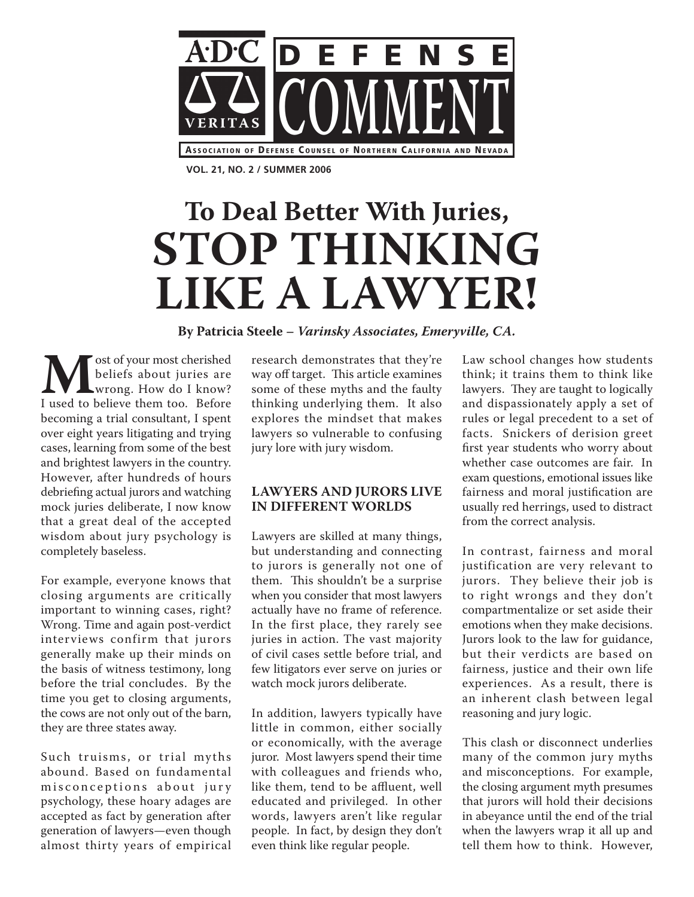# ADC DEFENSE COMMENT

**Association of Defense Counsel of Northern California and Nevada**

VOL. 21, NO. 2 / SUMMER 2006

# To Deal Better With Juries, STOP THINKING LIKE A LAWYER!

**By Patricia Steele – *Varinsky Associates, Emeryville, CA.***

Most of your most cherished beliefs about juries are wrong. How do I know? I used to believe them too. Before becoming a trial consultant, I spent over eight years litigating and trying cases, learning from some of the best and brightest lawyers in the country. However, after hundreds of hours debriefing actual jurors and watching mock juries deliberate, I now know that a great deal of the accepted wisdom about jury psychology is completely baseless.

For example, everyone knows that closing arguments are critically important to winning cases, right? Wrong. Time and again post-verdict interviews confirm that jurors generally make up their minds on the basis of witness testimony, long before the trial concludes. By the time you get to closing arguments, the cows are not only out of the barn, they are three states away.

Such truisms, or trial myths abound. Based on fundamental misconceptions about jury psychology, these hoary adages are accepted as fact by generation after generation of lawyers—even though almost thirty years of empirical research demonstrates that they're way off target. This article examines some of these myths and the faulty thinking underlying them. It also explores the mindset that makes lawyers so vulnerable to confusing jury lore with jury wisdom.

## LAWYERS AND JURORS LIVE IN DIFFERENT WORLDS

Lawyers are skilled at many things, but understanding and connecting to jurors is generally not one of them. This shouldn't be a surprise when you consider that most lawyers actually have no frame of reference. In the first place, they rarely see juries in action. The vast majority of civil cases settle before trial, and few litigators ever serve on juries or watch mock jurors deliberate.

In addition, lawyers typically have little in common, either socially or economically, with the average juror. Most lawyers spend their time with colleagues and friends who, like them, tend to be affluent, well educated and privileged. In other words, lawyers aren't like regular people. In fact, by design they don't even think like regular people.

Law school changes how students think; it trains them to think like lawyers. They are taught to logically and dispassionately apply a set of rules or legal precedent to a set of facts. Snickers of derision greet first year students who worry about whether case outcomes are fair. In exam questions, emotional issues like fairness and moral justification are usually red herrings, used to distract from the correct analysis.

In contrast, fairness and moral justification are very relevant to jurors. They believe their job is to right wrongs and they don't compartmentalize or set aside their emotions when they make decisions. Jurors look to the law for guidance, but their verdicts are based on fairness, justice and their own life experiences. As a result, there is an inherent clash between legal reasoning and jury logic.

This clash or disconnect underlies many of the common jury myths and misconceptions. For example, the closing argument myth presumes that jurors will hold their decisions in abeyance until the end of the trial when the lawyers wrap it all up and tell them how to think. However,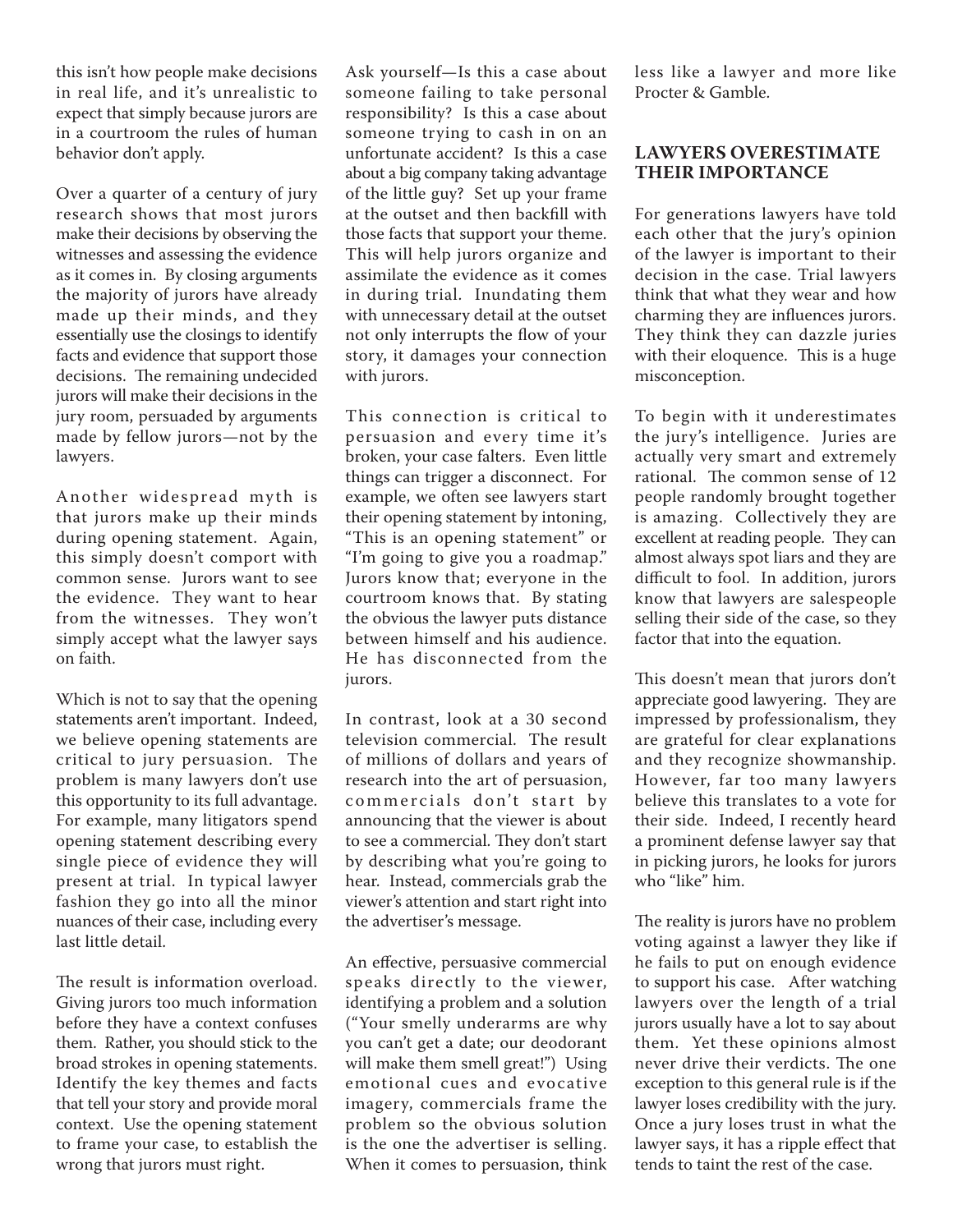this isn't how people make decisions in real life, and it's unrealistic to expect that simply because jurors are in a courtroom the rules of human behavior don't apply.

Over a quarter of a century of jury research shows that most jurors make their decisions by observing the witnesses and assessing the evidence as it comes in. By closing arguments the majority of jurors have already made up their minds, and they essentially use the closings to identify facts and evidence that support those decisions. The remaining undecided jurors will make their decisions in the jury room, persuaded by arguments made by fellow jurors—not by the lawyers.

Another widespread myth is that jurors make up their minds during opening statement. Again, this simply doesn't comport with common sense. Jurors want to see the evidence. They want to hear from the witnesses. They won't simply accept what the lawyer says on faith.

Which is not to say that the opening statements aren't important. Indeed, we believe opening statements are critical to jury persuasion. The problem is many lawyers don't use this opportunity to its full advantage. For example, many litigators spend opening statement describing every single piece of evidence they will present at trial. In typical lawyer fashion they go into all the minor nuances of their case, including every last little detail.

The result is information overload. Giving jurors too much information before they have a context confuses them. Rather, you should stick to the broad strokes in opening statements. Identify the key themes and facts that tell your story and provide moral context. Use the opening statement to frame your case, to establish the wrong that jurors must right.

Ask yourself—Is this a case about someone failing to take personal responsibility? Is this a case about someone trying to cash in on an unfortunate accident? Is this a case about a big company taking advantage of the little guy? Set up your frame at the outset and then backfill with those facts that support your theme. This will help jurors organize and assimilate the evidence as it comes in during trial. Inundating them with unnecessary detail at the outset not only interrupts the flow of your story, it damages your connection with jurors.

This connection is critical to persuasion and every time it's broken, your case falters. Even little things can trigger a disconnect. For example, we often see lawyers start their opening statement by intoning, "This is an opening statement" or "I'm going to give you a roadmap." Jurors know that; everyone in the courtroom knows that. By stating the obvious the lawyer puts distance between himself and his audience. He has disconnected from the jurors.

In contrast, look at a 30 second television commercial. The result of millions of dollars and years of research into the art of persuasion, commercials don't start by announcing that the viewer is about to see a commercial. They don't start by describing what you're going to hear. Instead, commercials grab the viewer's attention and start right into the advertiser's message.

An effective, persuasive commercial speaks directly to the viewer, identifying a problem and a solution ("Your smelly underarms are why you can't get a date; our deodorant will make them smell great!") Using emotional cues and evocative imagery, commercials frame the problem so the obvious solution is the one the advertiser is selling. When it comes to persuasion, think less like a lawyer and more like Procter & Gamble.

## LAWYERS OVERESTIMATE THEIR IMPORTANCE

For generations lawyers have told each other that the jury's opinion of the lawyer is important to their decision in the case. Trial lawyers think that what they wear and how charming they are influences jurors. They think they can dazzle juries with their eloquence. This is a huge misconception.

To begin with it underestimates the jury's intelligence. Juries are actually very smart and extremely rational. The common sense of 12 people randomly brought together is amazing. Collectively they are excellent at reading people. They can almost always spot liars and they are difficult to fool. In addition, jurors know that lawyers are salespeople selling their side of the case, so they factor that into the equation.

This doesn't mean that jurors don't appreciate good lawyering. They are impressed by professionalism, they are grateful for clear explanations and they recognize showmanship. However, far too many lawyers believe this translates to a vote for their side. Indeed, I recently heard a prominent defense lawyer say that in picking jurors, he looks for jurors who "like" him.

The reality is jurors have no problem voting against a lawyer they like if he fails to put on enough evidence to support his case. After watching lawyers over the length of a trial jurors usually have a lot to say about them. Yet these opinions almost never drive their verdicts. The one exception to this general rule is if the lawyer loses credibility with the jury. Once a jury loses trust in what the lawyer says, it has a ripple effect that tends to taint the rest of the case.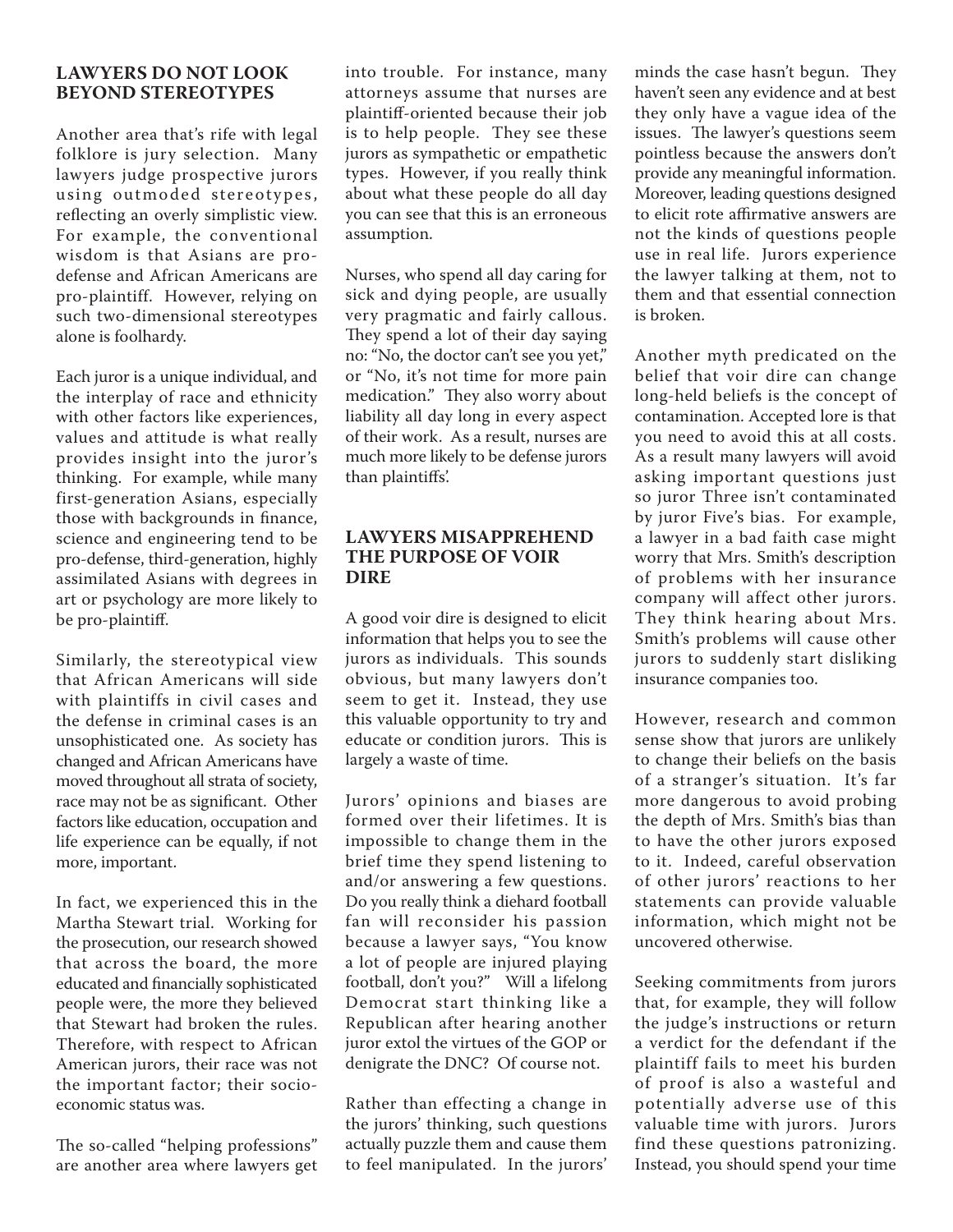## LAWYERS DO NOT LOOK BEYOND STEREOTYPES

Another area that's rife with legal folklore is jury selection. Many lawyers judge prospective jurors using outmoded stereotypes, reflecting an overly simplistic view. For example, the conventional wisdom is that Asians are pro-defense and African Americans are pro-plaintiff. However, relying on such two-dimensional stereotypes alone is foolhardy.

Each juror is a unique individual, and the interplay of race and ethnicity with other factors like experiences, values and attitude is what really provides insight into the juror's thinking. For example, while many first-generation Asians, especially those with backgrounds in finance, science and engineering tend to be pro-defense, third-generation, highly assimilated Asians with degrees in art or psychology are more likely to be pro-plaintiff.

Similarly, the stereotypical view that African Americans will side with plaintiffs in civil cases and the defense in criminal cases is an unsophisticated one. As society has changed and African Americans have moved throughout all strata of society, race may not be as significant. Other factors like education, occupation and life experience can be equally, if not more, important.

In fact, we experienced this in the Martha Stewart trial. Working for the prosecution, our research showed that across the board, the more educated and financially sophisticated people were, the more they believed that Stewart had broken the rules. Therefore, with respect to African American jurors, their race was not the important factor; their socio-economic status was.

The so-called "helping professions" are another area where lawyers get into trouble. For instance, many attorneys assume that nurses are plaintiff-oriented because their job is to help people. They see these jurors as sympathetic or empathetic types. However, if you really think about what these people do all day you can see that this is an erroneous assumption.

Nurses, who spend all day caring for sick and dying people, are usually very pragmatic and fairly callous. They spend a lot of their day saying no: "No, the doctor can't see you yet," or "No, it's not time for more pain medication." They also worry about liability all day long in every aspect of their work. As a result, nurses are much more likely to be defense jurors than plaintiffs'.

## LAWYERS MISAPPREHEND THE PURPOSE OF VOIR DIRE

A good voir dire is designed to elicit information that helps you to see the jurors as individuals. This sounds obvious, but many lawyers don't seem to get it. Instead, they use this valuable opportunity to try and educate or condition jurors. This is largely a waste of time.

Jurors' opinions and biases are formed over their lifetimes. It is impossible to change them in the brief time they spend listening to and/or answering a few questions. Do you really think a diehard football fan will reconsider his passion because a lawyer says, "You know a lot of people are injured playing football, don't you?" Will a lifelong Democrat start thinking like a Republican after hearing another juror extol the virtues of the GOP or denigrate the DNC? Of course not.

Rather than effecting a change in the jurors' thinking, such questions actually puzzle them and cause them to feel manipulated. In the jurors' minds the case hasn't begun. They haven't seen any evidence and at best they only have a vague idea of the issues. The lawyer's questions seem pointless because the answers don't provide any meaningful information. Moreover, leading questions designed to elicit rote affirmative answers are not the kinds of questions people use in real life. Jurors experience the lawyer talking at them, not to them and that essential connection is broken.

Another myth predicated on the belief that voir dire can change long-held beliefs is the concept of contamination. Accepted lore is that you need to avoid this at all costs. As a result many lawyers will avoid asking important questions just so juror Three isn't contaminated by juror Five's bias. For example, a lawyer in a bad faith case might worry that Mrs. Smith's description of problems with her insurance company will affect other jurors. They think hearing about Mrs. Smith's problems will cause other jurors to suddenly start disliking insurance companies too.

However, research and common sense show that jurors are unlikely to change their beliefs on the basis of a stranger's situation. It's far more dangerous to avoid probing the depth of Mrs. Smith's bias than to have the other jurors exposed to it. Indeed, careful observation of other jurors' reactions to her statements can provide valuable information, which might not be uncovered otherwise.

Seeking commitments from jurors that, for example, they will follow the judge's instructions or return a verdict for the defendant if the plaintiff fails to meet his burden of proof is also a wasteful and potentially adverse use of this valuable time with jurors. Jurors find these questions patronizing. Instead, you should spend your time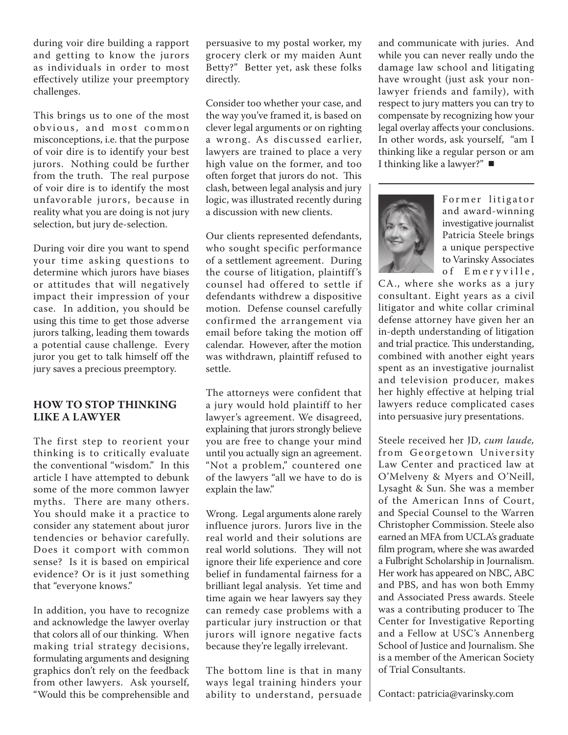during voir dire building a rapport and getting to know the jurors as individuals in order to most effectively utilize your preemptory challenges.

This brings us to one of the most obvious, and most common misconceptions, i.e. that the purpose of voir dire is to identify your best jurors. Nothing could be further from the truth. The real purpose of voir dire is to identify the most unfavorable jurors, because in reality what you are doing is not jury selection, but jury de-selection.

During voir dire you want to spend your time asking questions to determine which jurors have biases or attitudes that will negatively impact their impression of your case. In addition, you should be using this time to get those adverse jurors talking, leading them towards a potential cause challenge. Every juror you get to talk himself off the jury saves a precious preemptory.

## HOW TO STOP THINKING LIKE A LAWYER

The first step to reorient your thinking is to critically evaluate the conventional "wisdom." In this article I have attempted to debunk some of the more common lawyer myths. There are many others. You should make it a practice to consider any statement about juror tendencies or behavior carefully. Does it comport with common sense? Is it is based on empirical evidence? Or is it just something that "everyone knows."

In addition, you have to recognize and acknowledge the lawyer overlay that colors all of our thinking. When making trial strategy decisions, formulating arguments and designing graphics don't rely on the feedback from other lawyers. Ask yourself, "Would this be comprehensible and persuasive to my postal worker, my grocery clerk or my maiden Aunt Betty?" Better yet, ask these folks directly.

Consider too whether your case, and the way you've framed it, is based on clever legal arguments or on righting a wrong. As discussed earlier, lawyers are trained to place a very high value on the former, and too often forget that jurors do not. This clash, between legal analysis and jury logic, was illustrated recently during a discussion with new clients.

Our clients represented defendants, who sought specific performance of a settlement agreement. During the course of litigation, plaintiff's counsel had offered to settle if defendants withdrew a dispositive motion. Defense counsel carefully confirmed the arrangement via email before taking the motion off calendar. However, after the motion was withdrawn, plaintiff refused to settle.

The attorneys were confident that a jury would hold plaintiff to her lawyer's agreement. We disagreed, explaining that jurors strongly believe you are free to change your mind until you actually sign an agreement. "Not a problem," countered one of the lawyers "all we have to do is explain the law."

Wrong. Legal arguments alone rarely influence jurors. Jurors live in the real world and their solutions are real world solutions. They will not ignore their life experience and core belief in fundamental fairness for a brilliant legal analysis. Yet time and time again we hear lawyers say they can remedy case problems with a particular jury instruction or that jurors will ignore negative facts because they're legally irrelevant.

The bottom line is that in many ways legal training hinders your ability to understand, persuade and communicate with juries. And while you can never really undo the damage law school and litigating have wrought (just ask your non-lawyer friends and family), with respect to jury matters you can try to compensate by recognizing how your legal overlay affects your conclusions. In other words, ask yourself, "am I thinking like a regular person or am I thinking like a lawyer?" ■

---

Former litigator and award-winning investigative journalist Patricia Steele brings a unique perspective to Varinsky Associates of Emeryville, CA., where she works as a jury consultant. Eight years as a civil litigator and white collar criminal defense attorney have given her an in-depth understanding of litigation and trial practice. This understanding, combined with another eight years spent as an investigative journalist and television producer, makes her highly effective at helping trial lawyers reduce complicated cases into persuasive jury presentations.

Steele received her JD, *cum laude,* from Georgetown University Law Center and practiced law at O'Melveny & Myers and O'Neill, Lysaght & Sun. She was a member of the American Inns of Court, and Special Counsel to the Warren Christopher Commission. Steele also earned an MFA from UCLA's graduate film program, where she was awarded a Fulbright Scholarship in Journalism. Her work has appeared on NBC, ABC and PBS, and has won both Emmy and Associated Press awards. Steele was a contributing producer to The Center for Investigative Reporting and a Fellow at USC's Annenberg School of Justice and Journalism. She is a member of the American Society of Trial Consultants.

Contact: patricia@varinsky.com